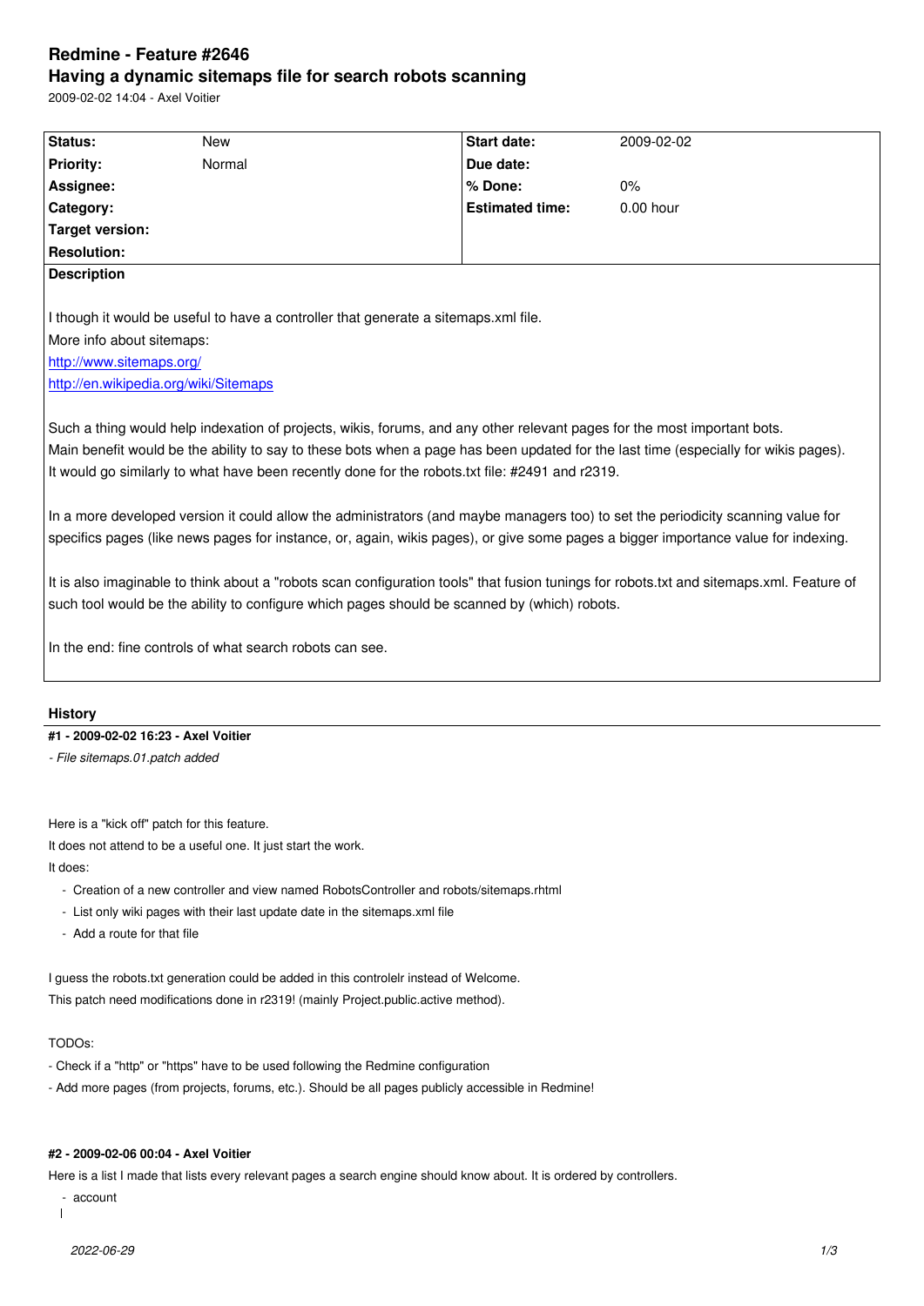# Redmine - Feature #2646

## Having a dynamic sitemaps file for search robots scanning

2009-02-02 14:04 - Axel Voitier

| Status: | New | Start date: | 2009-02-02 |
|---|---|---|---|
| Priority: | Normal | Due date: | |
| Assignee: | | % Done: | 0% |
| Category: | | Estimated time: | 0.00 hour |
| Target version: | | | |
| Resolution: | | | |

**Description**

I though it would be useful to have a controller that generate a sitemaps.xml file.
More info about sitemaps:
http://www.sitemaps.org/
http://en.wikipedia.org/wiki/Sitemaps

Such a thing would help indexation of projects, wikis, forums, and any other relevant pages for the most important bots.
Main benefit would be the ability to say to these bots when a page has been updated for the last time (especially for wikis pages).
It would go similarly to what have been recently done for the robots.txt file: #2491 and r2319.

In a more developed version it could allow the administrators (and maybe managers too) to set the periodicity scanning value for specifics pages (like news pages for instance, or, again, wikis pages), or give some pages a bigger importance value for indexing.

It is also imaginable to think about a "robots scan configuration tools" that fusion tunings for robots.txt and sitemaps.xml. Feature of such tool would be the ability to configure which pages should be scanned by (which) robots.

In the end: fine controls of what search robots can see.

### History

#### #1 - 2009-02-02 16:23 - Axel Voitier

*- File sitemaps.01.patch added*

Here is a "kick off" patch for this feature.
It does not attend to be a useful one. It just start the work.
It does:

- Creation of a new controller and view named RobotsController and robots/sitemaps.rhtml
- List only wiki pages with their last update date in the sitemaps.xml file
- Add a route for that file

I guess the robots.txt generation could be added in this controlelr instead of Welcome.
This patch need modifications done in r2319! (mainly Project.public.active method).

TODOs:
- Check if a "http" or "https" have to be used following the Redmine configuration
- Add more pages (from projects, forums, etc.). Should be all pages publicly accessible in Redmine!

#### #2 - 2009-02-06 00:04 - Axel Voitier

Here is a list I made that lists every relevant pages a search engine should know about. It is ordered by controllers.

- account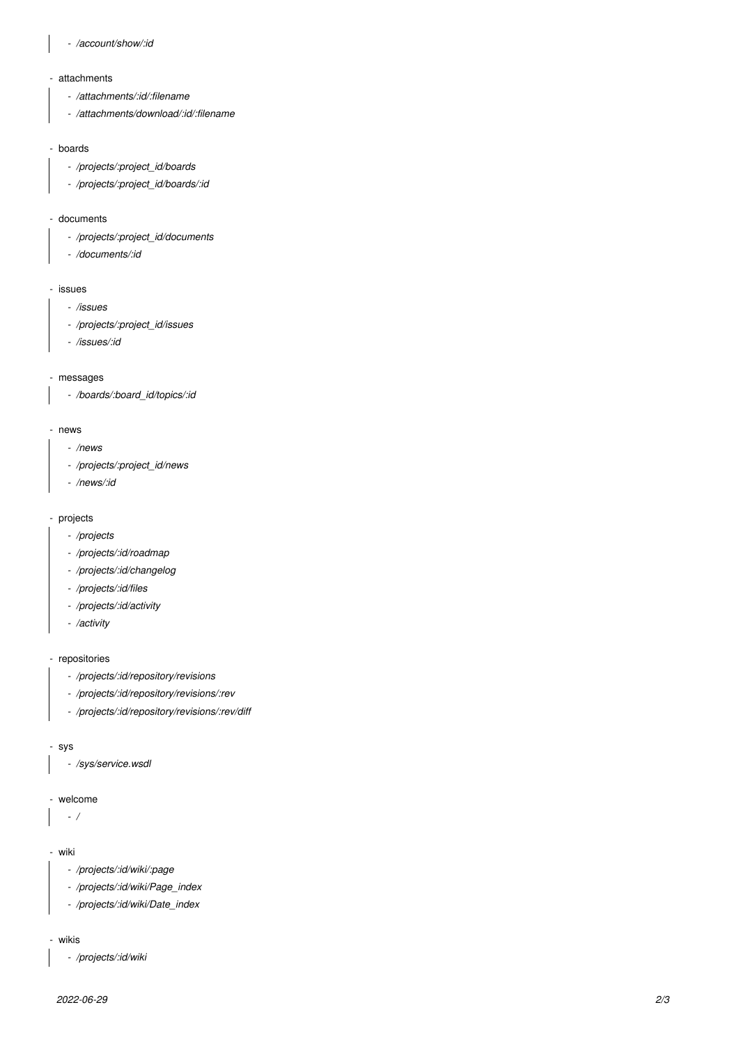- */account/show/:id*

- attachments
    - */attachments/:id/:filename*
    - */attachments/download/:id/:filename*

- boards
    - */projects/:project_id/boards*
    - */projects/:project_id/boards/:id*

- documents
    - */projects/:project_id/documents*
    - */documents/:id*

- issues
    - */issues*
    - */projects/:project_id/issues*
    - */issues/:id*

- messages
    - */boards/:board_id/topics/:id*

- news
    - */news*
    - */projects/:project_id/news*
    - */news/:id*

- projects
    - */projects*
    - */projects/:id/roadmap*
    - */projects/:id/changelog*
    - */projects/:id/files*
    - */projects/:id/activity*
    - */activity*

- repositories
    - */projects/:id/repository/revisions*
    - */projects/:id/repository/revisions/:rev*
    - */projects/:id/repository/revisions/:rev/diff*

- sys
    - */sys/service.wsdl*

- welcome
    - */*

- wiki
    - */projects/:id/wiki/:page*
    - */projects/:id/wiki/Page_index*
    - */projects/:id/wiki/Date_index*

- wikis
    - */projects/:id/wiki*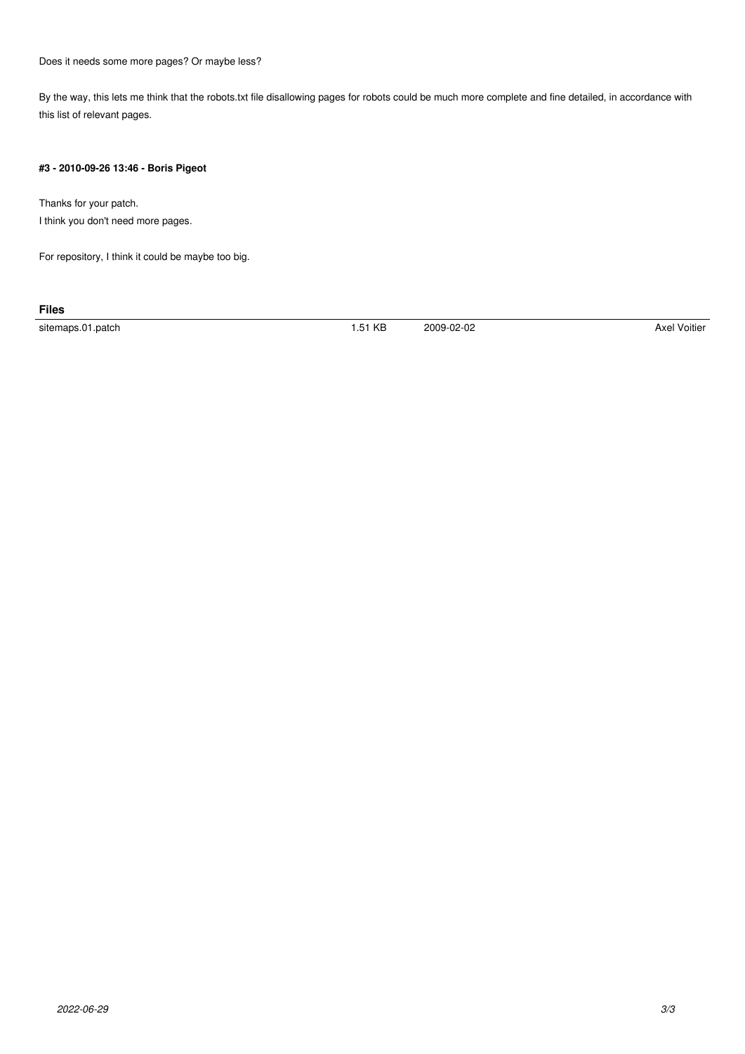Does it needs some more pages? Or maybe less?

By the way, this lets me think that the robots.txt file disallowing pages for robots could be much more complete and fine detailed, in accordance with this list of relevant pages.

#### #3 - 2010-09-26 13:46 - Boris Pigeot

Thanks for your patch.
I think you don't need more pages.

For repository, I think it could be maybe too big.

### Files

| | | | |
|---|---|---|---|
| sitemaps.01.patch | 1.51 KB | 2009-02-02 | Axel Voitier |